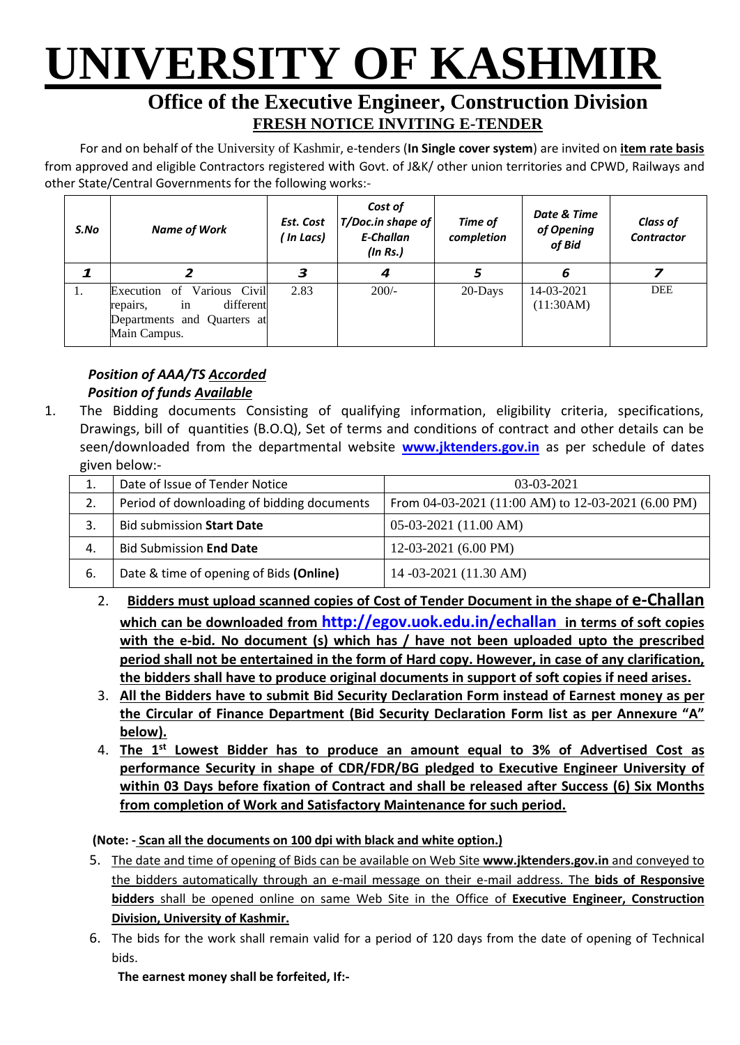# UNIVERSITY OF KASHMIR

## Office of the Executive Engineer, Construction Division

### FRESH NOTICE INVITING E-TENDER

For and on behalf of the University of Kashmir, e-tenders (**In Single cover system**) are invited on **item rate basis** from approved and eligible Contractors registered with Govt. of J&K/ other union territories and CPWD, Railways and other State/Central Governments for the following works:-

| *S.No* | *Name of Work* | *Est. Cost ( In Lacs)* | *Cost of T/Doc.in shape of E-Challan (In Rs.)* | *Time of completion* | *Date & Time of Opening of Bid* | *Class of Contractor* |
|---|---|---|---|---|---|---|
| *1* | *2* | *3* | *4* | *5* | *6* | *7* |
| 1. | Execution of Various Civil repairs, in different Departments and Quarters at Main Campus. | 2.83 | 200/- | 20-Days | 14-03-2021 (11:30AM) | DEE |

***Position of AAA/TS Accorded***
***Position of funds Available***

1. The Bidding documents Consisting of qualifying information, eligibility criteria, specifications, Drawings, bill of quantities (B.O.Q), Set of terms and conditions of contract and other details can be seen/downloaded from the departmental website **www.jktenders.gov.in** as per schedule of dates given below:-

| 1. | Date of Issue of Tender Notice | 03-03-2021 |
|---|---|---|
| 2. | Period of downloading of bidding documents | From 04-03-2021 (11:00 AM) to 12-03-2021 (6.00 PM) |
| 3. | Bid submission **Start Date** | 05-03-2021 (11.00 AM) |
| 4. | Bid Submission **End Date** | 12-03-2021 (6.00 PM) |
| 6. | Date & time of opening of Bids **(Online)** | 14 -03-2021 (11.30 AM) |

2. **Bidders must upload scanned copies of Cost of Tender Document in the shape of e-Challan which can be downloaded from http://egov.uok.edu.in/echallan in terms of soft copies with the e-bid. No document (s) which has / have not been uploaded upto the prescribed period shall not be entertained in the form of Hard copy. However, in case of any clarification, the bidders shall have to produce original documents in support of soft copies if need arises.**
3. **All the Bidders have to submit Bid Security Declaration Form instead of Earnest money as per the Circular of Finance Department (Bid Security Declaration Form list as per Annexure "A" below).**
4. **The 1st Lowest Bidder has to produce an amount equal to 3% of Advertised Cost as performance Security in shape of CDR/FDR/BG pledged to Executive Engineer University of within 03 Days before fixation of Contract and shall be released after Success (6) Six Months from completion of Work and Satisfactory Maintenance for such period.**

**(Note: - Scan all the documents on 100 dpi with black and white option.)**

5. The date and time of opening of Bids can be available on Web Site **www.jktenders.gov.in** and conveyed to the bidders automatically through an e-mail message on their e-mail address. The **bids of Responsive bidders** shall be opened online on same Web Site in the Office of **Executive Engineer, Construction Division, University of Kashmir.**
6. The bids for the work shall remain valid for a period of 120 days from the date of opening of Technical bids.

**The earnest money shall be forfeited, If:-**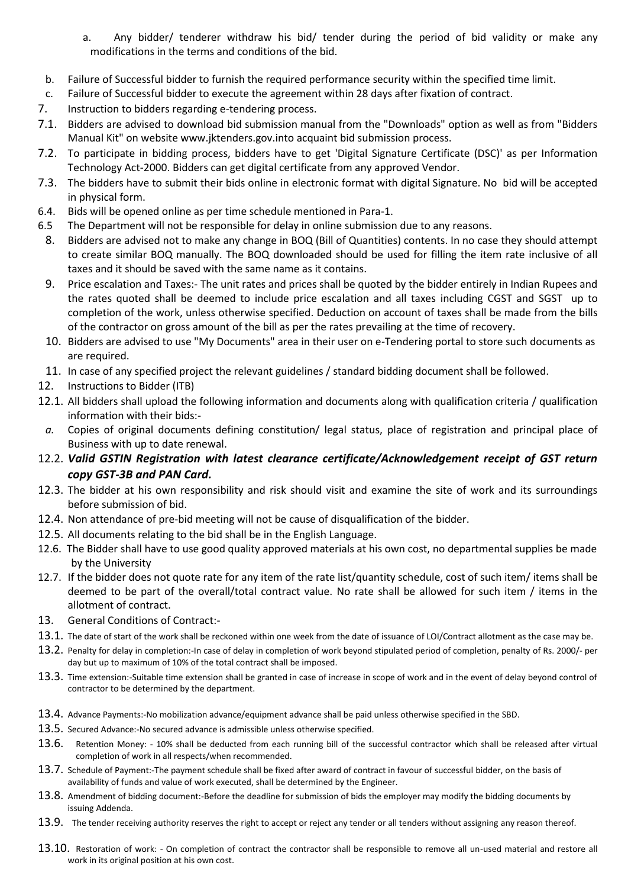a. Any bidder/ tenderer withdraw his bid/ tender during the period of bid validity or make any modifications in the terms and conditions of the bid.

b. Failure of Successful bidder to furnish the required performance security within the specified time limit.

c. Failure of Successful bidder to execute the agreement within 28 days after fixation of contract.

7. Instruction to bidders regarding e-tendering process.

7.1. Bidders are advised to download bid submission manual from the "Downloads" option as well as from "Bidders Manual Kit" on website www.jktenders.gov.into acquaint bid submission process.

7.2. To participate in bidding process, bidders have to get 'Digital Signature Certificate (DSC)' as per Information Technology Act-2000. Bidders can get digital certificate from any approved Vendor.

7.3. The bidders have to submit their bids online in electronic format with digital Signature. No bid will be accepted in physical form.

6.4. Bids will be opened online as per time schedule mentioned in Para-1.

6.5 The Department will not be responsible for delay in online submission due to any reasons.

8. Bidders are advised not to make any change in BOQ (Bill of Quantities) contents. In no case they should attempt to create similar BOQ manually. The BOQ downloaded should be used for filling the item rate inclusive of all taxes and it should be saved with the same name as it contains.

9. Price escalation and Taxes:- The unit rates and prices shall be quoted by the bidder entirely in Indian Rupees and the rates quoted shall be deemed to include price escalation and all taxes including CGST and SGST up to completion of the work, unless otherwise specified. Deduction on account of taxes shall be made from the bills of the contractor on gross amount of the bill as per the rates prevailing at the time of recovery.

10. Bidders are advised to use "My Documents" area in their user on e-Tendering portal to store such documents as are required.

11. In case of any specified project the relevant guidelines / standard bidding document shall be followed.

12. Instructions to Bidder (ITB)

12.1. All bidders shall upload the following information and documents along with qualification criteria / qualification information with their bids:-

*a.* Copies of original documents defining constitution/ legal status, place of registration and principal place of Business with up to date renewal.

12.2. ***Valid GSTIN Registration with latest clearance certificate/Acknowledgement receipt of GST return copy GST-3B and PAN Card.***

12.3. The bidder at his own responsibility and risk should visit and examine the site of work and its surroundings before submission of bid.

12.4. Non attendance of pre-bid meeting will not be cause of disqualification of the bidder.

12.5. All documents relating to the bid shall be in the English Language.

12.6. The Bidder shall have to use good quality approved materials at his own cost, no departmental supplies be made by the University

12.7. If the bidder does not quote rate for any item of the rate list/quantity schedule, cost of such item/ items shall be deemed to be part of the overall/total contract value. No rate shall be allowed for such item / items in the allotment of contract.

13. General Conditions of Contract:-

13.1. The date of start of the work shall be reckoned within one week from the date of issuance of LOI/Contract allotment as the case may be.

13.2. Penalty for delay in completion:-In case of delay in completion of work beyond stipulated period of completion, penalty of Rs. 2000/- per day but up to maximum of 10% of the total contract shall be imposed.

13.3. Time extension:-Suitable time extension shall be granted in case of increase in scope of work and in the event of delay beyond control of contractor to be determined by the department.

13.4. Advance Payments:-No mobilization advance/equipment advance shall be paid unless otherwise specified in the SBD.

13.5. Secured Advance:-No secured advance is admissible unless otherwise specified.

13.6. Retention Money: - 10% shall be deducted from each running bill of the successful contractor which shall be released after virtual completion of work in all respects/when recommended.

13.7. Schedule of Payment:-The payment schedule shall be fixed after award of contract in favour of successful bidder, on the basis of availability of funds and value of work executed, shall be determined by the Engineer.

13.8. Amendment of bidding document:-Before the deadline for submission of bids the employer may modify the bidding documents by issuing Addenda.

13.9. The tender receiving authority reserves the right to accept or reject any tender or all tenders without assigning any reason thereof.

13.10. Restoration of work: - On completion of contract the contractor shall be responsible to remove all un-used material and restore all work in its original position at his own cost.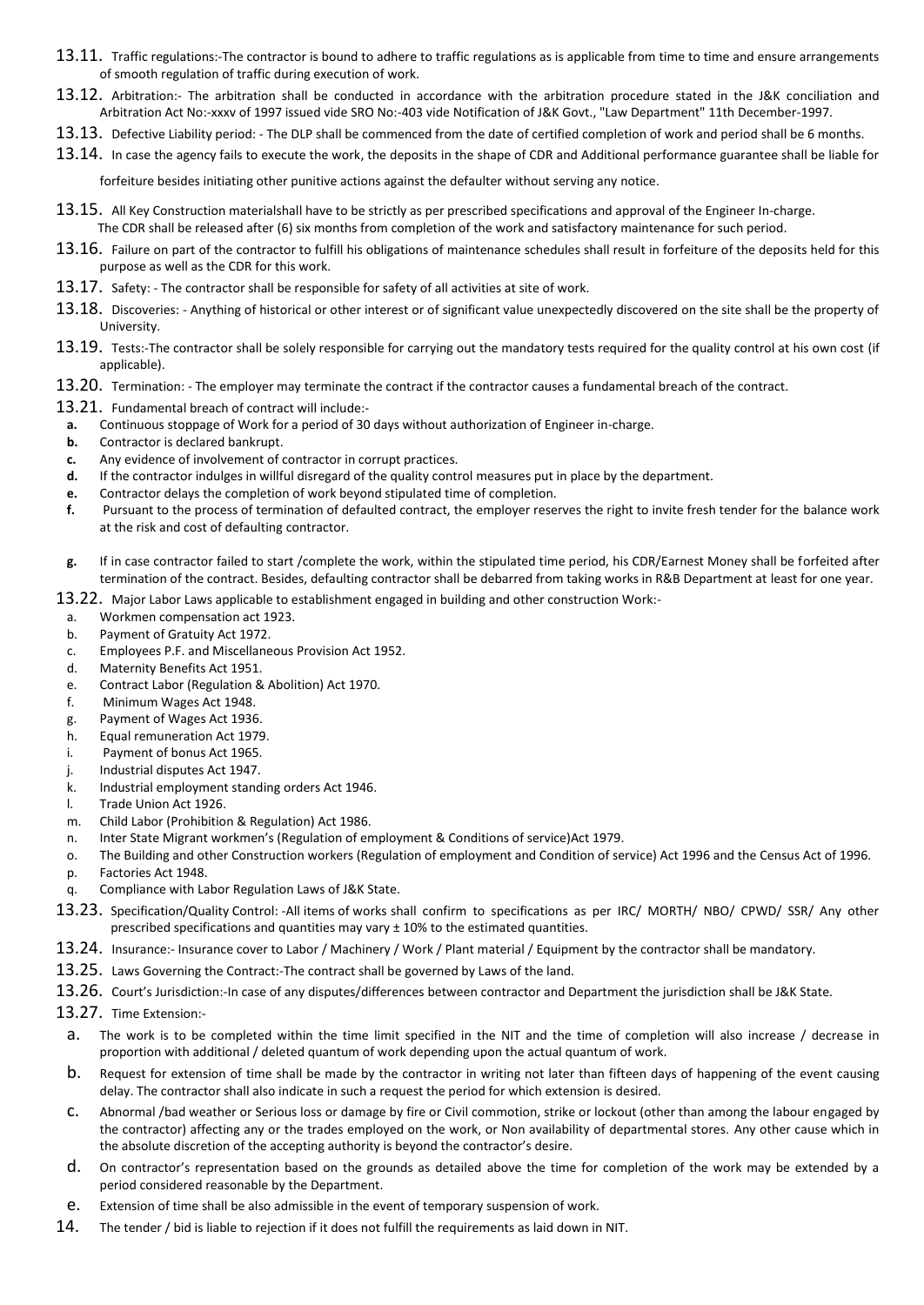13.11. Traffic regulations:-The contractor is bound to adhere to traffic regulations as is applicable from time to time and ensure arrangements of smooth regulation of traffic during execution of work.

13.12. Arbitration:- The arbitration shall be conducted in accordance with the arbitration procedure stated in the J&K conciliation and Arbitration Act No:-xxxv of 1997 issued vide SRO No:-403 vide Notification of J&K Govt., "Law Department" 11th December-1997.

13.13. Defective Liability period: - The DLP shall be commenced from the date of certified completion of work and period shall be 6 months.

13.14. In case the agency fails to execute the work, the deposits in the shape of CDR and Additional performance guarantee shall be liable for

forfeiture besides initiating other punitive actions against the defaulter without serving any notice.

13.15. All Key Construction materialshall have to be strictly as per prescribed specifications and approval of the Engineer In-charge. The CDR shall be released after (6) six months from completion of the work and satisfactory maintenance for such period.

13.16. Failure on part of the contractor to fulfill his obligations of maintenance schedules shall result in forfeiture of the deposits held for this purpose as well as the CDR for this work.

13.17. Safety: - The contractor shall be responsible for safety of all activities at site of work.

13.18. Discoveries: - Anything of historical or other interest or of significant value unexpectedly discovered on the site shall be the property of University.

13.19. Tests:-The contractor shall be solely responsible for carrying out the mandatory tests required for the quality control at his own cost (if applicable).

13.20. Termination: - The employer may terminate the contract if the contractor causes a fundamental breach of the contract.

13.21. Fundamental breach of contract will include:-

- **a.** Continuous stoppage of Work for a period of 30 days without authorization of Engineer in-charge.
- **b.** Contractor is declared bankrupt.
- **c.** Any evidence of involvement of contractor in corrupt practices.
- **d.** If the contractor indulges in willful disregard of the quality control measures put in place by the department.
- **e.** Contractor delays the completion of work beyond stipulated time of completion.
- **f.** Pursuant to the process of termination of defaulted contract, the employer reserves the right to invite fresh tender for the balance work at the risk and cost of defaulting contractor.
- **g.** If in case contractor failed to start /complete the work, within the stipulated time period, his CDR/Earnest Money shall be forfeited after termination of the contract. Besides, defaulting contractor shall be debarred from taking works in R&B Department at least for one year.

13.22. Major Labor Laws applicable to establishment engaged in building and other construction Work:-

- a. Workmen compensation act 1923.
- b. Payment of Gratuity Act 1972.
- c. Employees P.F. and Miscellaneous Provision Act 1952.
- d. Maternity Benefits Act 1951.
- e. Contract Labor (Regulation & Abolition) Act 1970.
- f. Minimum Wages Act 1948.
- g. Payment of Wages Act 1936.
- h. Equal remuneration Act 1979.
- i. Payment of bonus Act 1965.
- j. Industrial disputes Act 1947.
- k. Industrial employment standing orders Act 1946.
- l. Trade Union Act 1926.
- m. Child Labor (Prohibition & Regulation) Act 1986.
- n. Inter State Migrant workmen's (Regulation of employment & Conditions of service)Act 1979.
- o. The Building and other Construction workers (Regulation of employment and Condition of service) Act 1996 and the Census Act of 1996.
- p. Factories Act 1948.
- q. Compliance with Labor Regulation Laws of J&K State.

13.23. Specification/Quality Control: -All items of works shall confirm to specifications as per IRC/ MORTH/ NBO/ CPWD/ SSR/ Any other prescribed specifications and quantities may vary ± 10% to the estimated quantities.

13.24. Insurance:- Insurance cover to Labor / Machinery / Work / Plant material / Equipment by the contractor shall be mandatory.

13.25. Laws Governing the Contract:-The contract shall be governed by Laws of the land.

13.26. Court's Jurisdiction:-In case of any disputes/differences between contractor and Department the jurisdiction shall be J&K State.

13.27. Time Extension:-

- a. The work is to be completed within the time limit specified in the NIT and the time of completion will also increase / decrease in proportion with additional / deleted quantum of work depending upon the actual quantum of work.
- b. Request for extension of time shall be made by the contractor in writing not later than fifteen days of happening of the event causing delay. The contractor shall also indicate in such a request the period for which extension is desired.
- c. Abnormal /bad weather or Serious loss or damage by fire or Civil commotion, strike or lockout (other than among the labour engaged by the contractor) affecting any or the trades employed on the work, or Non availability of departmental stores. Any other cause which in the absolute discretion of the accepting authority is beyond the contractor's desire.
- d. On contractor's representation based on the grounds as detailed above the time for completion of the work may be extended by a period considered reasonable by the Department.
- e. Extension of time shall be also admissible in the event of temporary suspension of work.

14. The tender / bid is liable to rejection if it does not fulfill the requirements as laid down in NIT.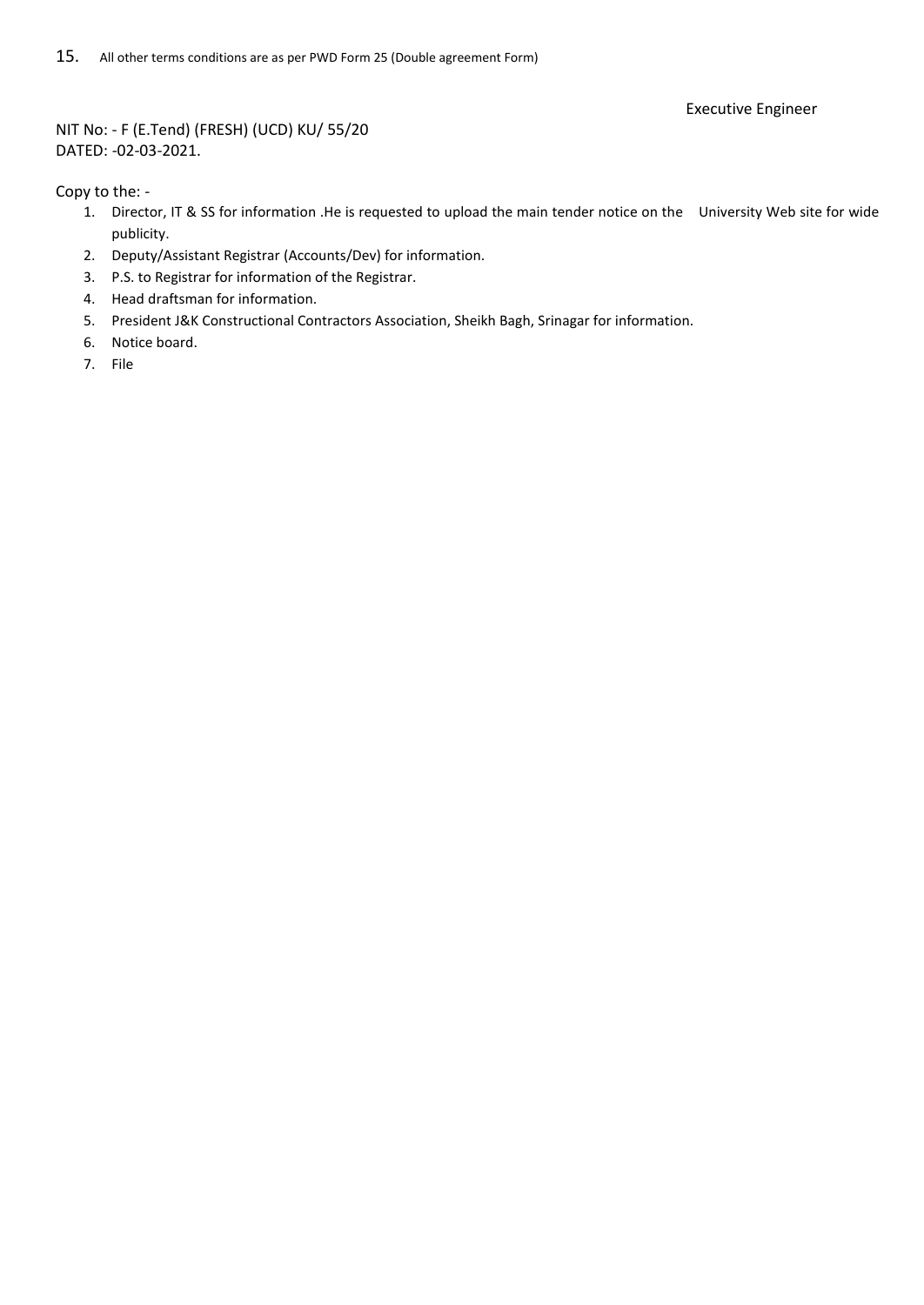15. All other terms conditions are as per PWD Form 25 (Double agreement Form)

Executive Engineer

NIT No: - F (E.Tend) (FRESH) (UCD) KU/ 55/20
DATED: -02-03-2021.

Copy to the: -

1. Director, IT & SS for information .He is requested to upload the main tender notice on the University Web site for wide publicity.
2. Deputy/Assistant Registrar (Accounts/Dev) for information.
3. P.S. to Registrar for information of the Registrar.
4. Head draftsman for information.
5. President J&K Constructional Contractors Association, Sheikh Bagh, Srinagar for information.
6. Notice board.
7. File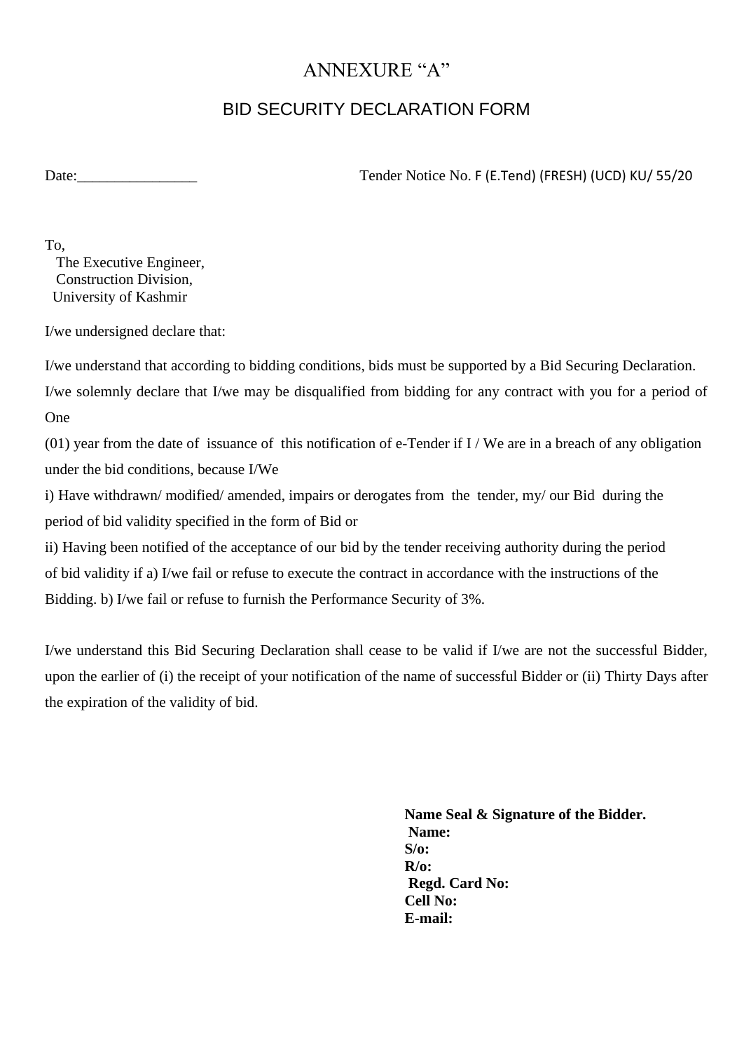# ANNEXURE "A"

## BID SECURITY DECLARATION FORM

Date:________________ Tender Notice No. F (E.Tend) (FRESH) (UCD) KU/ 55/20

To,  
The Executive Engineer,  
Construction Division,  
University of Kashmir

I/we undersigned declare that:

I/we understand that according to bidding conditions, bids must be supported by a Bid Securing Declaration. I/we solemnly declare that I/we may be disqualified from bidding for any contract with you for a period of One

(01) year from the date of issuance of this notification of e-Tender if I / We are in a breach of any obligation under the bid conditions, because I/We

i) Have withdrawn/ modified/ amended, impairs or derogates from the tender, my/ our Bid during the period of bid validity specified in the form of Bid or

ii) Having been notified of the acceptance of our bid by the tender receiving authority during the period of bid validity if a) I/we fail or refuse to execute the contract in accordance with the instructions of the Bidding. b) I/we fail or refuse to furnish the Performance Security of 3%.

I/we understand this Bid Securing Declaration shall cease to be valid if I/we are not the successful Bidder, upon the earlier of (i) the receipt of your notification of the name of successful Bidder or (ii) Thirty Days after the expiration of the validity of bid.

**Name Seal & Signature of the Bidder.**  
**Name:**  
**S/o:**  
**R/o:**  
**Regd. Card No:**  
**Cell No:**  
**E-mail:**